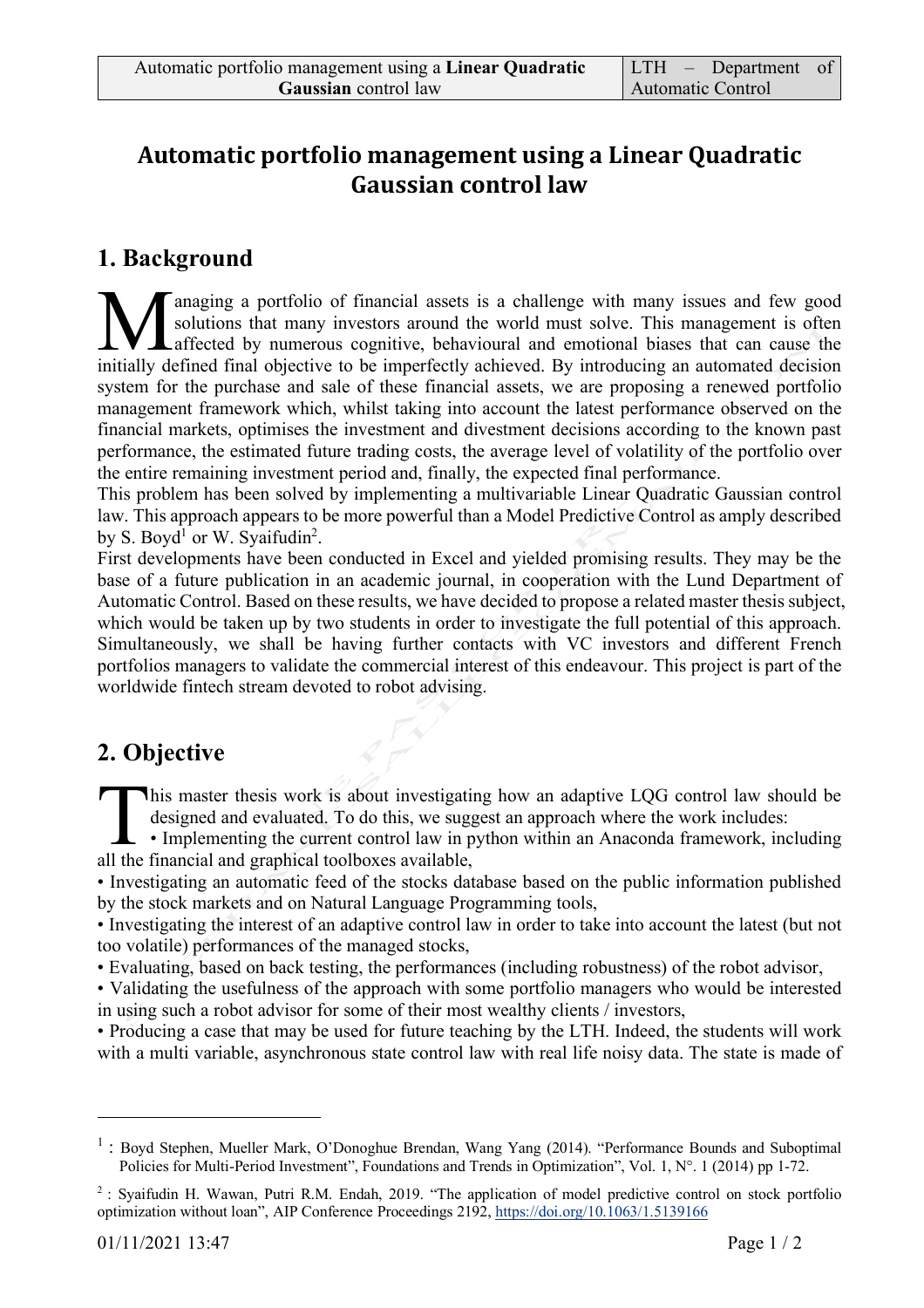# Automatic portfolio management using a Linear Quadratic Gaussian control law

## 1. Background

Managing a portfolio of financial assets is a challenge with many issues and few good solutions that many investors around the world must solve. This management is often affected by numerous cognitive, behavioural and emotional biases that can cause the initially defined final objective to be imperfectly achieved. By introducing an automated decision system for the purchase and sale of these financial assets, we are proposing a renewed portfolio management framework which, whilst taking into account the latest performance observed on the financial markets, optimises the investment and divestment decisions according to the known past performance, the estimated future trading costs, the average level of volatility of the portfolio over the entire remaining investment period and, finally, the expected final performance.

This problem has been solved by implementing a multivariable Linear Quadratic Gaussian control law. This approach appears to be more powerful than a Model Predictive Control as amply described by S. Boyd[1] or W. Syaifudin[2].

First developments have been conducted in Excel and yielded promising results. They may be the base of a future publication in an academic journal, in cooperation with the Lund Department of Automatic Control. Based on these results, we have decided to propose a related master thesis subject, which would be taken up by two students in order to investigate the full potential of this approach. Simultaneously, we shall be having further contacts with VC investors and different French portfolios managers to validate the commercial interest of this endeavour. This project is part of the worldwide fintech stream devoted to robot advising.

## 2. Objective

This master thesis work is about investigating how an adaptive LQG control law should be designed and evaluated. To do this, we suggest an approach where the work includes:

- Implementing the current control law in python within an Anaconda framework, including all the financial and graphical toolboxes available,
- Investigating an automatic feed of the stocks database based on the public information published by the stock markets and on Natural Language Programming tools,
- Investigating the interest of an adaptive control law in order to take into account the latest (but not too volatile) performances of the managed stocks,
- Evaluating, based on back testing, the performances (including robustness) of the robot advisor,
- Validating the usefulness of the approach with some portfolio managers who would be interested in using such a robot advisor for some of their most wealthy clients / investors,
- Producing a case that may be used for future teaching by the LTH. Indeed, the students will work with a multi variable, asynchronous state control law with real life noisy data. The state is made of

---

[1] : Boyd Stephen, Mueller Mark, O'Donoghue Brendan, Wang Yang (2014). "Performance Bounds and Suboptimal Policies for Multi-Period Investment", Foundations and Trends in Optimization", Vol. 1, N°. 1 (2014) pp 1-72.

[2] : Syaifudin H. Wawan, Putri R.M. Endah, 2019. "The application of model predictive control on stock portfolio optimization without loan", AIP Conference Proceedings 2192, https://doi.org/10.1063/1.5139166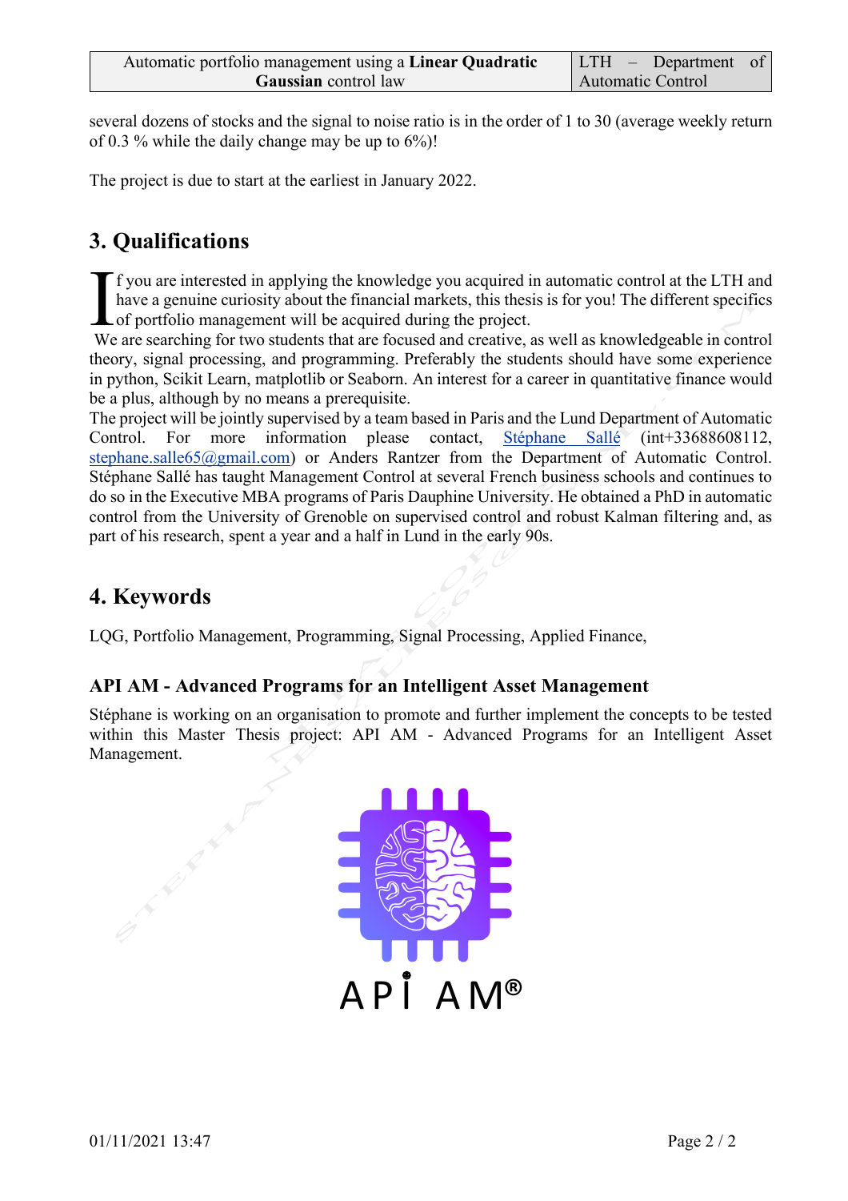several dozens of stocks and the signal to noise ratio is in the order of 1 to 30 (average weekly return of 0.3 % while the daily change may be up to 6%)!

The project is due to start at the earliest in January 2022.

## 3. Qualifications

If you are interested in applying the knowledge you acquired in automatic control at the LTH and have a genuine curiosity about the financial markets, this thesis is for you! The different specifics of portfolio management will be acquired during the project.
We are searching for two students that are focused and creative, as well as knowledgeable in control theory, signal processing, and programming. Preferably the students should have some experience in python, Scikit Learn, matplotlib or Seaborn. An interest for a career in quantitative finance would be a plus, although by no means a prerequisite.
The project will be jointly supervised by a team based in Paris and the Lund Department of Automatic Control. For more information please contact, Stéphane Sallé (int+33688608112, stephane.salle65@gmail.com) or Anders Rantzer from the Department of Automatic Control. Stéphane Sallé has taught Management Control at several French business schools and continues to do so in the Executive MBA programs of Paris Dauphine University. He obtained a PhD in automatic control from the University of Grenoble on supervised control and robust Kalman filtering and, as part of his research, spent a year and a half in Lund in the early 90s.

## 4. Keywords

LQG, Portfolio Management, Programming, Signal Processing, Applied Finance,

### API AM - Advanced Programs for an Intelligent Asset Management

Stéphane is working on an organisation to promote and further implement the concepts to be tested within this Master Thesis project: API AM - Advanced Programs for an Intelligent Asset Management.

API AM®